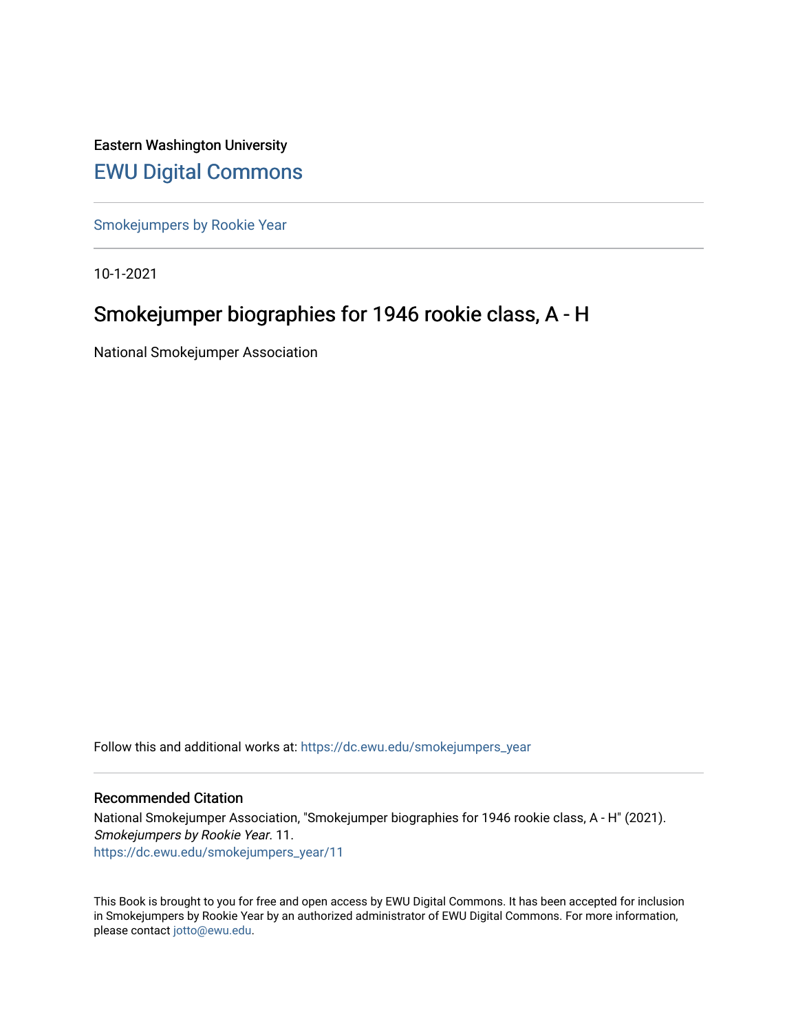Eastern Washington University

## EWU Digital Commons

Smokejumpers by Rookie Year

10-1-2021

# Smokejumper biographies for 1946 rookie class, A - H

National Smokejumper Association

Follow this and additional works at: https://dc.ewu.edu/smokejumpers_year

### Recommended Citation

National Smokejumper Association, "Smokejumper biographies for 1946 rookie class, A - H" (2021). *Smokejumpers by Rookie Year*. 11.
https://dc.ewu.edu/smokejumpers_year/11

This Book is brought to you for free and open access by EWU Digital Commons. It has been accepted for inclusion in Smokejumpers by Rookie Year by an authorized administrator of EWU Digital Commons. For more information, please contact jotto@ewu.edu.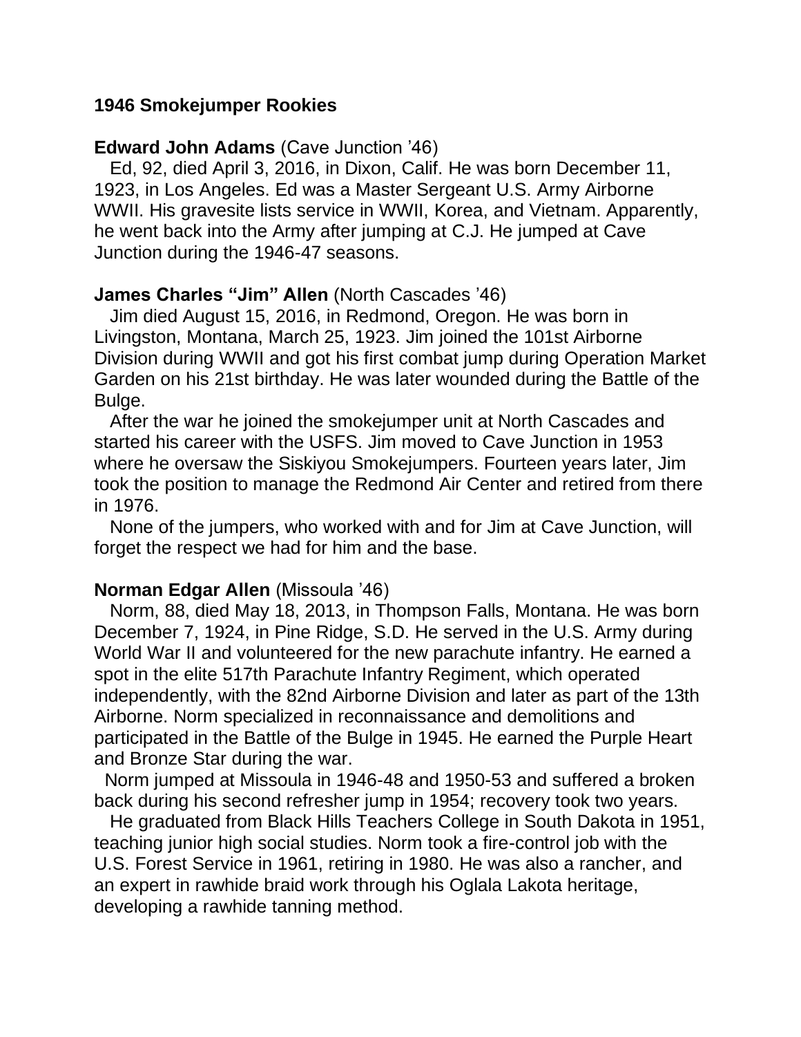**1946 Smokejumper Rookies**

**Edward John Adams** (Cave Junction ’46)

Ed, 92, died April 3, 2016, in Dixon, Calif. He was born December 11, 1923, in Los Angeles. Ed was a Master Sergeant U.S. Army Airborne WWII. His gravesite lists service in WWII, Korea, and Vietnam. Apparently, he went back into the Army after jumping at C.J. He jumped at Cave Junction during the 1946-47 seasons.

**James Charles “Jim” Allen** (North Cascades ’46)

Jim died August 15, 2016, in Redmond, Oregon. He was born in Livingston, Montana, March 25, 1923. Jim joined the 101st Airborne Division during WWII and got his first combat jump during Operation Market Garden on his 21st birthday. He was later wounded during the Battle of the Bulge.

After the war he joined the smokejumper unit at North Cascades and started his career with the USFS. Jim moved to Cave Junction in 1953 where he oversaw the Siskiyou Smokejumpers. Fourteen years later, Jim took the position to manage the Redmond Air Center and retired from there in 1976.

None of the jumpers, who worked with and for Jim at Cave Junction, will forget the respect we had for him and the base.

**Norman Edgar Allen** (Missoula ’46)

Norm, 88, died May 18, 2013, in Thompson Falls, Montana. He was born December 7, 1924, in Pine Ridge, S.D. He served in the U.S. Army during World War II and volunteered for the new parachute infantry. He earned a spot in the elite 517th Parachute Infantry Regiment, which operated independently, with the 82nd Airborne Division and later as part of the 13th Airborne. Norm specialized in reconnaissance and demolitions and participated in the Battle of the Bulge in 1945. He earned the Purple Heart and Bronze Star during the war.

Norm jumped at Missoula in 1946-48 and 1950-53 and suffered a broken back during his second refresher jump in 1954; recovery took two years.

He graduated from Black Hills Teachers College in South Dakota in 1951, teaching junior high social studies. Norm took a fire-control job with the U.S. Forest Service in 1961, retiring in 1980. He was also a rancher, and an expert in rawhide braid work through his Oglala Lakota heritage, developing a rawhide tanning method.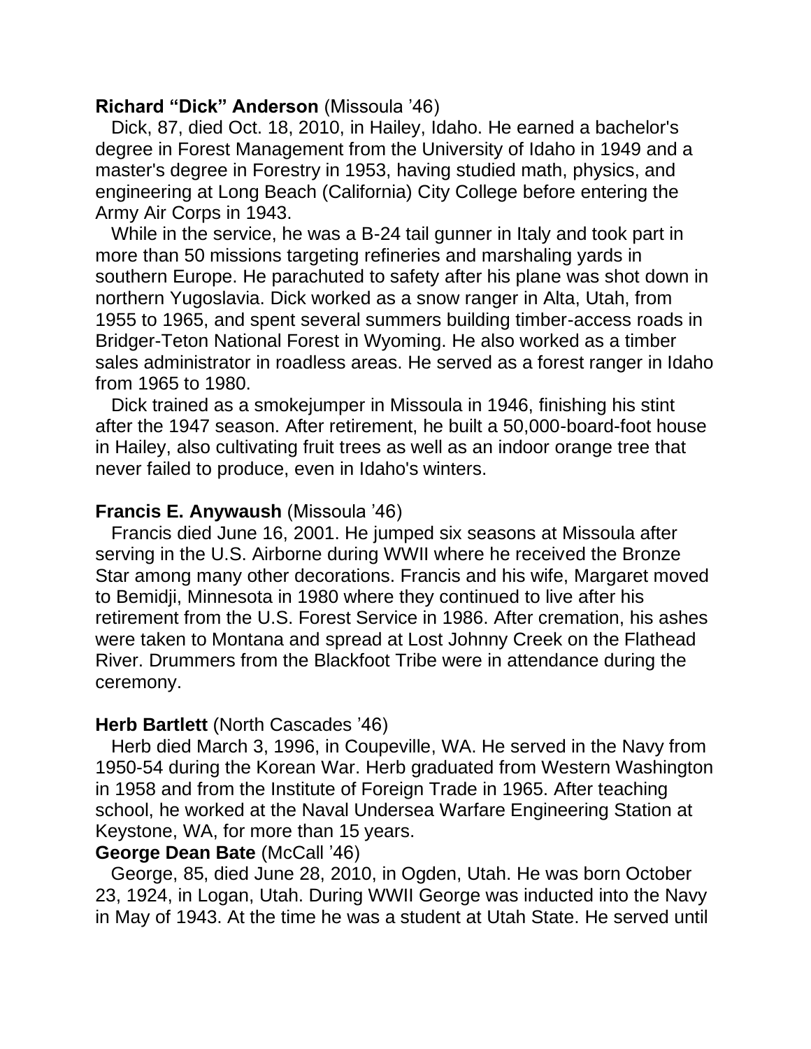**Richard “Dick” Anderson** (Missoula ’46)

Dick, 87, died Oct. 18, 2010, in Hailey, Idaho. He earned a bachelor's degree in Forest Management from the University of Idaho in 1949 and a master's degree in Forestry in 1953, having studied math, physics, and engineering at Long Beach (California) City College before entering the Army Air Corps in 1943.

While in the service, he was a B-24 tail gunner in Italy and took part in more than 50 missions targeting refineries and marshaling yards in southern Europe. He parachuted to safety after his plane was shot down in northern Yugoslavia. Dick worked as a snow ranger in Alta, Utah, from 1955 to 1965, and spent several summers building timber-access roads in Bridger-Teton National Forest in Wyoming. He also worked as a timber sales administrator in roadless areas. He served as a forest ranger in Idaho from 1965 to 1980.

Dick trained as a smokejumper in Missoula in 1946, finishing his stint after the 1947 season. After retirement, he built a 50,000-board-foot house in Hailey, also cultivating fruit trees as well as an indoor orange tree that never failed to produce, even in Idaho's winters.

**Francis E. Anywaush** (Missoula ’46)

Francis died June 16, 2001. He jumped six seasons at Missoula after serving in the U.S. Airborne during WWII where he received the Bronze Star among many other decorations. Francis and his wife, Margaret moved to Bemidji, Minnesota in 1980 where they continued to live after his retirement from the U.S. Forest Service in 1986. After cremation, his ashes were taken to Montana and spread at Lost Johnny Creek on the Flathead River. Drummers from the Blackfoot Tribe were in attendance during the ceremony.

**Herb Bartlett** (North Cascades ’46)

Herb died March 3, 1996, in Coupeville, WA. He served in the Navy from 1950-54 during the Korean War. Herb graduated from Western Washington in 1958 and from the Institute of Foreign Trade in 1965. After teaching school, he worked at the Naval Undersea Warfare Engineering Station at Keystone, WA, for more than 15 years.

**George Dean Bate** (McCall ’46)

George, 85, died June 28, 2010, in Ogden, Utah. He was born October 23, 1924, in Logan, Utah. During WWII George was inducted into the Navy in May of 1943. At the time he was a student at Utah State. He served until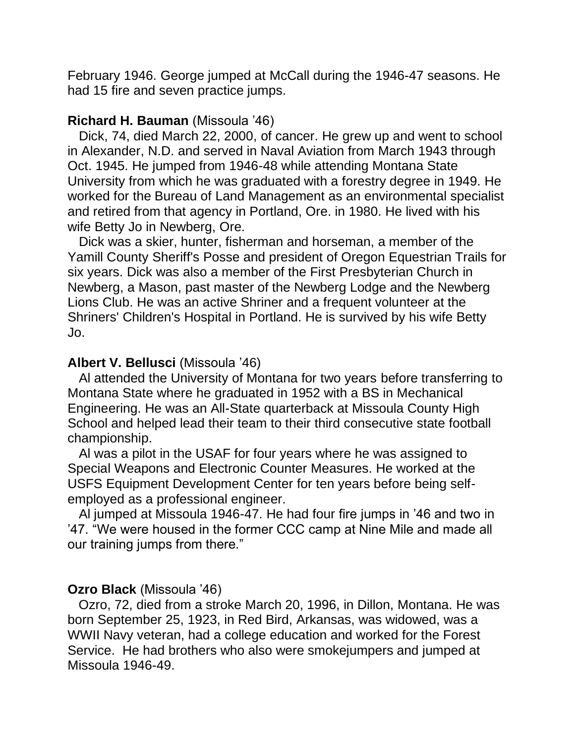February 1946. George jumped at McCall during the 1946-47 seasons. He had 15 fire and seven practice jumps.

**Richard H. Bauman** (Missoula '46)

Dick, 74, died March 22, 2000, of cancer. He grew up and went to school in Alexander, N.D. and served in Naval Aviation from March 1943 through Oct. 1945. He jumped from 1946-48 while attending Montana State University from which he was graduated with a forestry degree in 1949. He worked for the Bureau of Land Management as an environmental specialist and retired from that agency in Portland, Ore. in 1980. He lived with his wife Betty Jo in Newberg, Ore.

Dick was a skier, hunter, fisherman and horseman, a member of the Yamill County Sheriff's Posse and president of Oregon Equestrian Trails for six years. Dick was also a member of the First Presbyterian Church in Newberg, a Mason, past master of the Newberg Lodge and the Newberg Lions Club. He was an active Shriner and a frequent volunteer at the Shriners' Children's Hospital in Portland. He is survived by his wife Betty Jo.

**Albert V. Bellusci** (Missoula '46)

Al attended the University of Montana for two years before transferring to Montana State where he graduated in 1952 with a BS in Mechanical Engineering. He was an All-State quarterback at Missoula County High School and helped lead their team to their third consecutive state football championship.

Al was a pilot in the USAF for four years where he was assigned to Special Weapons and Electronic Counter Measures. He worked at the USFS Equipment Development Center for ten years before being self-employed as a professional engineer.

Al jumped at Missoula 1946-47. He had four fire jumps in '46 and two in '47. "We were housed in the former CCC camp at Nine Mile and made all our training jumps from there."

**Ozro Black** (Missoula '46)

Ozro, 72, died from a stroke March 20, 1996, in Dillon, Montana. He was born September 25, 1923, in Red Bird, Arkansas, was widowed, was a WWII Navy veteran, had a college education and worked for the Forest Service. He had brothers who also were smokejumpers and jumped at Missoula 1946-49.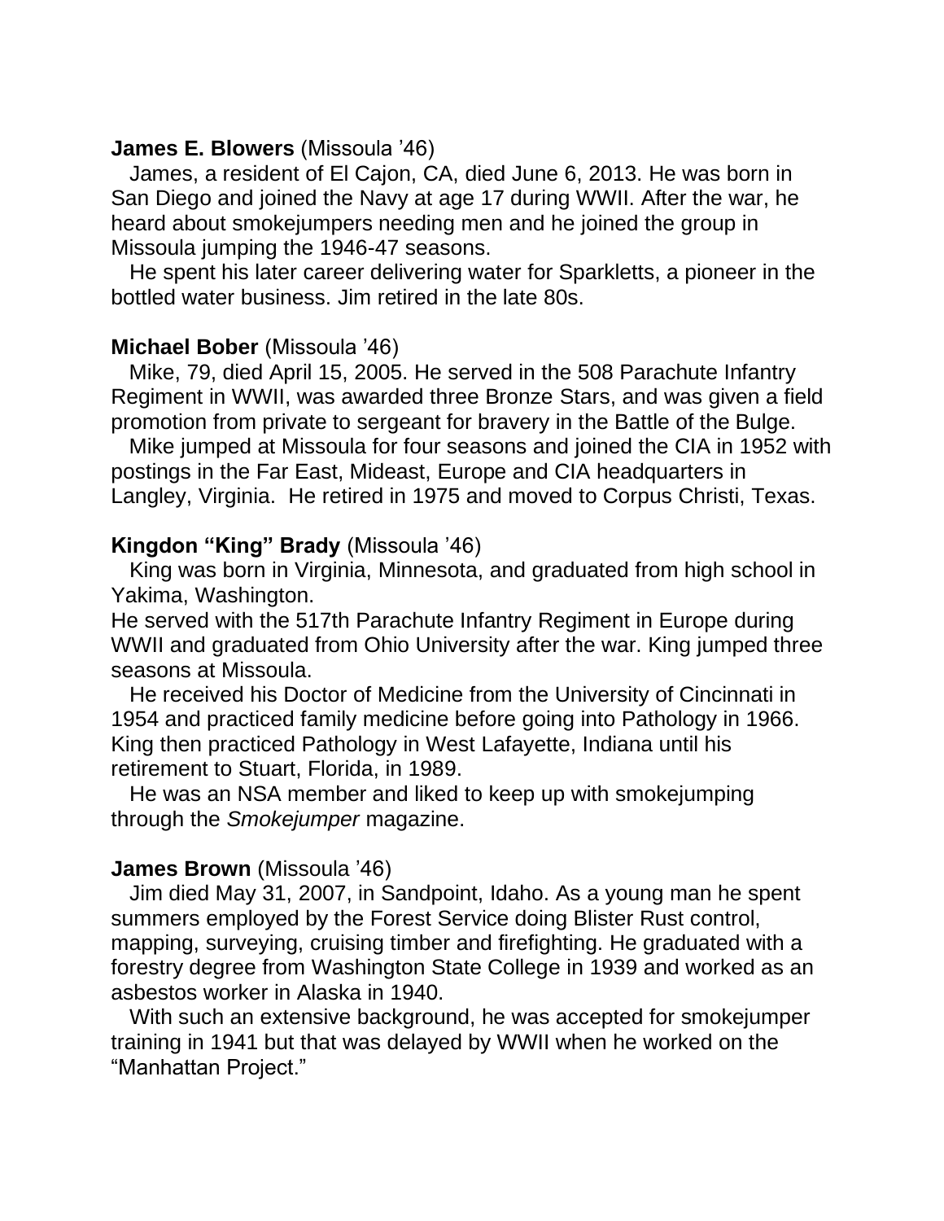**James E. Blowers** (Missoula '46)

James, a resident of El Cajon, CA, died June 6, 2013. He was born in San Diego and joined the Navy at age 17 during WWII. After the war, he heard about smokejumpers needing men and he joined the group in Missoula jumping the 1946-47 seasons.

He spent his later career delivering water for Sparkletts, a pioneer in the bottled water business. Jim retired in the late 80s.

**Michael Bober** (Missoula '46)

Mike, 79, died April 15, 2005. He served in the 508 Parachute Infantry Regiment in WWII, was awarded three Bronze Stars, and was given a field promotion from private to sergeant for bravery in the Battle of the Bulge.

Mike jumped at Missoula for four seasons and joined the CIA in 1952 with postings in the Far East, Mideast, Europe and CIA headquarters in Langley, Virginia. He retired in 1975 and moved to Corpus Christi, Texas.

**Kingdon "King" Brady** (Missoula '46)

King was born in Virginia, Minnesota, and graduated from high school in Yakima, Washington.

He served with the 517th Parachute Infantry Regiment in Europe during WWII and graduated from Ohio University after the war. King jumped three seasons at Missoula.

He received his Doctor of Medicine from the University of Cincinnati in 1954 and practiced family medicine before going into Pathology in 1966. King then practiced Pathology in West Lafayette, Indiana until his retirement to Stuart, Florida, in 1989.

He was an NSA member and liked to keep up with smokejumping through the *Smokejumper* magazine.

**James Brown** (Missoula '46)

Jim died May 31, 2007, in Sandpoint, Idaho. As a young man he spent summers employed by the Forest Service doing Blister Rust control, mapping, surveying, cruising timber and firefighting. He graduated with a forestry degree from Washington State College in 1939 and worked as an asbestos worker in Alaska in 1940.

With such an extensive background, he was accepted for smokejumper training in 1941 but that was delayed by WWII when he worked on the "Manhattan Project."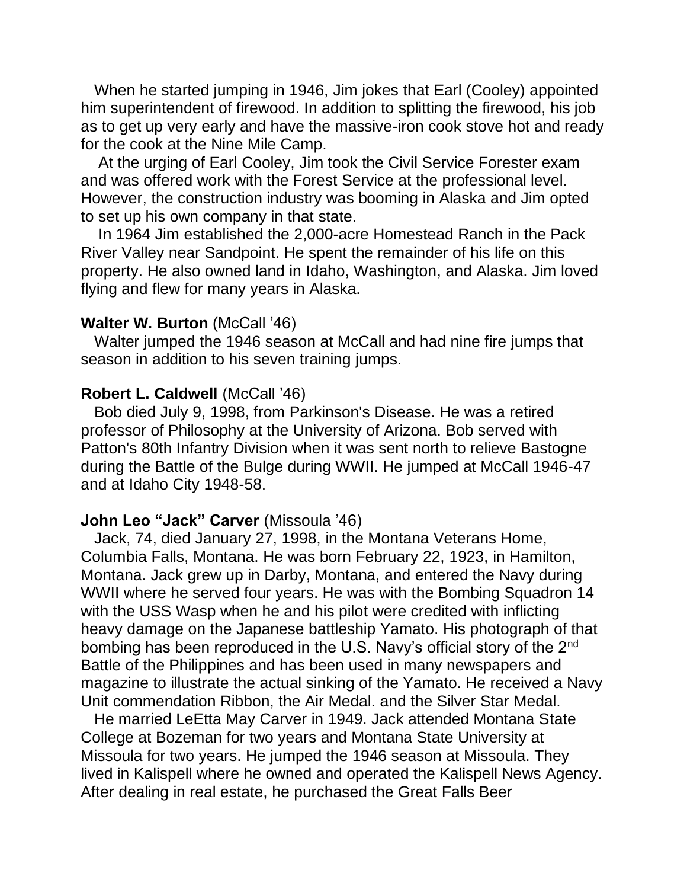When he started jumping in 1946, Jim jokes that Earl (Cooley) appointed him superintendent of firewood. In addition to splitting the firewood, his job as to get up very early and have the massive-iron cook stove hot and ready for the cook at the Nine Mile Camp.

At the urging of Earl Cooley, Jim took the Civil Service Forester exam and was offered work with the Forest Service at the professional level. However, the construction industry was booming in Alaska and Jim opted to set up his own company in that state.

In 1964 Jim established the 2,000-acre Homestead Ranch in the Pack River Valley near Sandpoint. He spent the remainder of his life on this property. He also owned land in Idaho, Washington, and Alaska. Jim loved flying and flew for many years in Alaska.

**Walter W. Burton** (McCall '46)

Walter jumped the 1946 season at McCall and had nine fire jumps that season in addition to his seven training jumps.

**Robert L. Caldwell** (McCall '46)

Bob died July 9, 1998, from Parkinson's Disease. He was a retired professor of Philosophy at the University of Arizona. Bob served with Patton's 80th Infantry Division when it was sent north to relieve Bastogne during the Battle of the Bulge during WWII. He jumped at McCall 1946-47 and at Idaho City 1948-58.

**John Leo "Jack" Carver** (Missoula '46)

Jack, 74, died January 27, 1998, in the Montana Veterans Home, Columbia Falls, Montana. He was born February 22, 1923, in Hamilton, Montana. Jack grew up in Darby, Montana, and entered the Navy during WWII where he served four years. He was with the Bombing Squadron 14 with the USS Wasp when he and his pilot were credited with inflicting heavy damage on the Japanese battleship Yamato. His photograph of that bombing has been reproduced in the U.S. Navy's official story of the 2nd Battle of the Philippines and has been used in many newspapers and magazine to illustrate the actual sinking of the Yamato. He received a Navy Unit commendation Ribbon, the Air Medal. and the Silver Star Medal.

He married LeEtta May Carver in 1949. Jack attended Montana State College at Bozeman for two years and Montana State University at Missoula for two years. He jumped the 1946 season at Missoula. They lived in Kalispell where he owned and operated the Kalispell News Agency. After dealing in real estate, he purchased the Great Falls Beer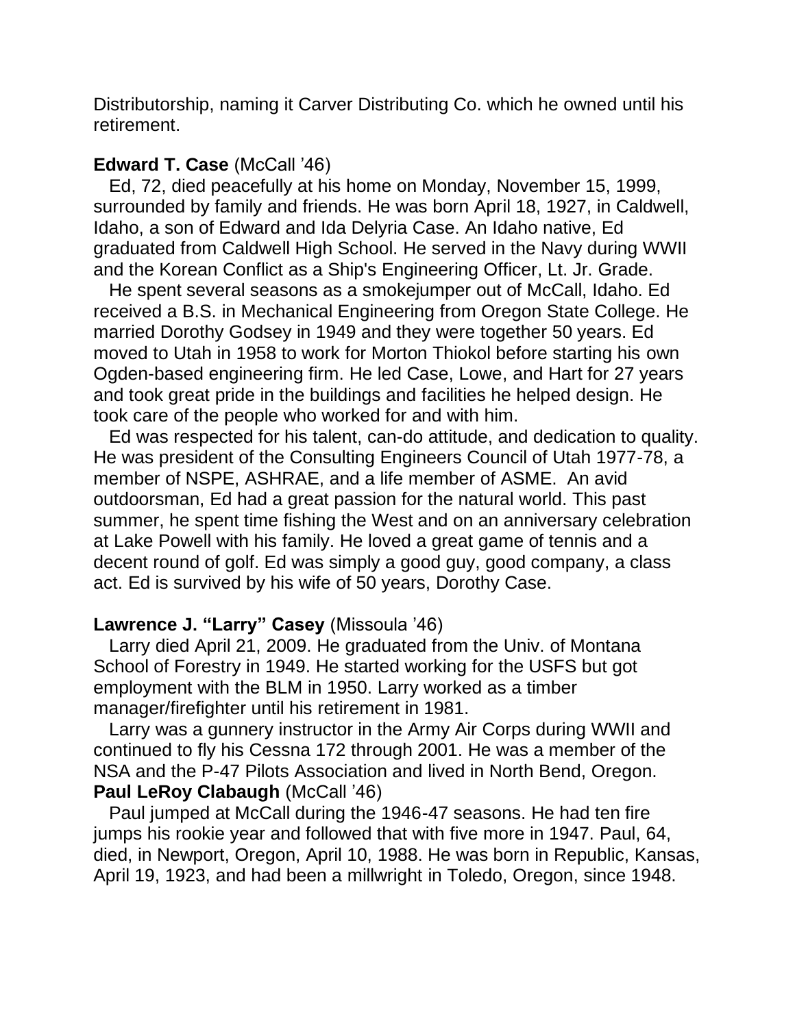Distributorship, naming it Carver Distributing Co. which he owned until his retirement.

**Edward T. Case** (McCall ’46)

Ed, 72, died peacefully at his home on Monday, November 15, 1999, surrounded by family and friends. He was born April 18, 1927, in Caldwell, Idaho, a son of Edward and Ida Delyria Case. An Idaho native, Ed graduated from Caldwell High School. He served in the Navy during WWII and the Korean Conflict as a Ship's Engineering Officer, Lt. Jr. Grade.

He spent several seasons as a smokejumper out of McCall, Idaho. Ed received a B.S. in Mechanical Engineering from Oregon State College. He married Dorothy Godsey in 1949 and they were together 50 years. Ed moved to Utah in 1958 to work for Morton Thiokol before starting his own Ogden-based engineering firm. He led Case, Lowe, and Hart for 27 years and took great pride in the buildings and facilities he helped design. He took care of the people who worked for and with him.

Ed was respected for his talent, can-do attitude, and dedication to quality. He was president of the Consulting Engineers Council of Utah 1977-78, a member of NSPE, ASHRAE, and a life member of ASME. An avid outdoorsman, Ed had a great passion for the natural world. This past summer, he spent time fishing the West and on an anniversary celebration at Lake Powell with his family. He loved a great game of tennis and a decent round of golf. Ed was simply a good guy, good company, a class act. Ed is survived by his wife of 50 years, Dorothy Case.

**Lawrence J. “Larry” Casey** (Missoula ’46)

Larry died April 21, 2009. He graduated from the Univ. of Montana School of Forestry in 1949. He started working for the USFS but got employment with the BLM in 1950. Larry worked as a timber manager/firefighter until his retirement in 1981.

Larry was a gunnery instructor in the Army Air Corps during WWII and continued to fly his Cessna 172 through 2001. He was a member of the NSA and the P-47 Pilots Association and lived in North Bend, Oregon.

**Paul LeRoy Clabaugh** (McCall ’46)

Paul jumped at McCall during the 1946-47 seasons. He had ten fire jumps his rookie year and followed that with five more in 1947. Paul, 64, died, in Newport, Oregon, April 10, 1988. He was born in Republic, Kansas, April 19, 1923, and had been a millwright in Toledo, Oregon, since 1948.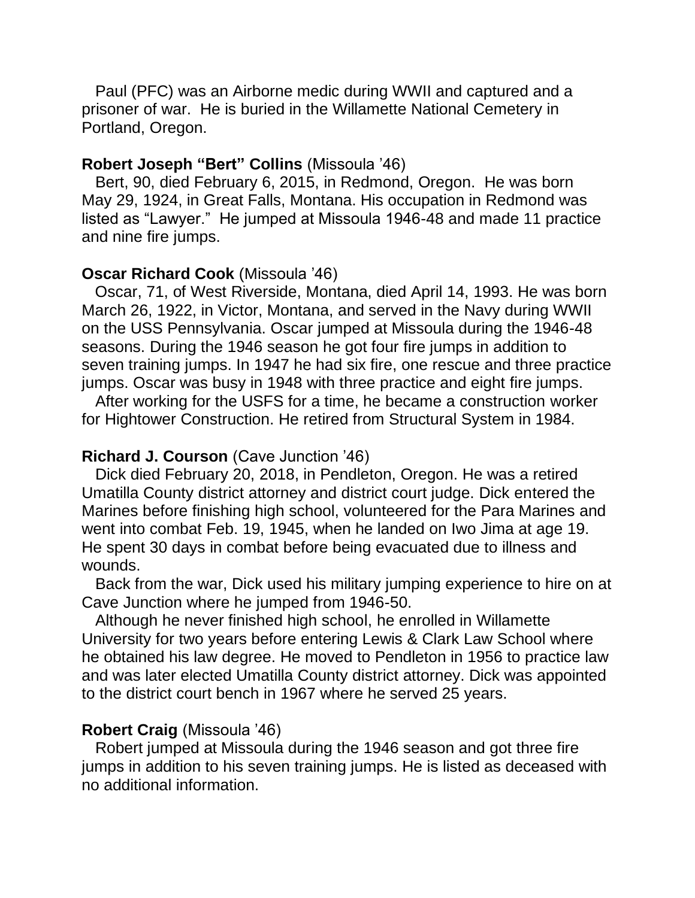Paul (PFC) was an Airborne medic during WWII and captured and a prisoner of war. He is buried in the Willamette National Cemetery in Portland, Oregon.

**Robert Joseph "Bert" Collins** (Missoula '46)

Bert, 90, died February 6, 2015, in Redmond, Oregon. He was born May 29, 1924, in Great Falls, Montana. His occupation in Redmond was listed as "Lawyer." He jumped at Missoula 1946-48 and made 11 practice and nine fire jumps.

**Oscar Richard Cook** (Missoula '46)

Oscar, 71, of West Riverside, Montana, died April 14, 1993. He was born March 26, 1922, in Victor, Montana, and served in the Navy during WWII on the USS Pennsylvania. Oscar jumped at Missoula during the 1946-48 seasons. During the 1946 season he got four fire jumps in addition to seven training jumps. In 1947 he had six fire, one rescue and three practice jumps. Oscar was busy in 1948 with three practice and eight fire jumps.

After working for the USFS for a time, he became a construction worker for Hightower Construction. He retired from Structural System in 1984.

**Richard J. Courson** (Cave Junction '46)

Dick died February 20, 2018, in Pendleton, Oregon. He was a retired Umatilla County district attorney and district court judge. Dick entered the Marines before finishing high school, volunteered for the Para Marines and went into combat Feb. 19, 1945, when he landed on Iwo Jima at age 19. He spent 30 days in combat before being evacuated due to illness and wounds.

Back from the war, Dick used his military jumping experience to hire on at Cave Junction where he jumped from 1946-50.

Although he never finished high school, he enrolled in Willamette University for two years before entering Lewis & Clark Law School where he obtained his law degree. He moved to Pendleton in 1956 to practice law and was later elected Umatilla County district attorney. Dick was appointed to the district court bench in 1967 where he served 25 years.

**Robert Craig** (Missoula '46)

Robert jumped at Missoula during the 1946 season and got three fire jumps in addition to his seven training jumps. He is listed as deceased with no additional information.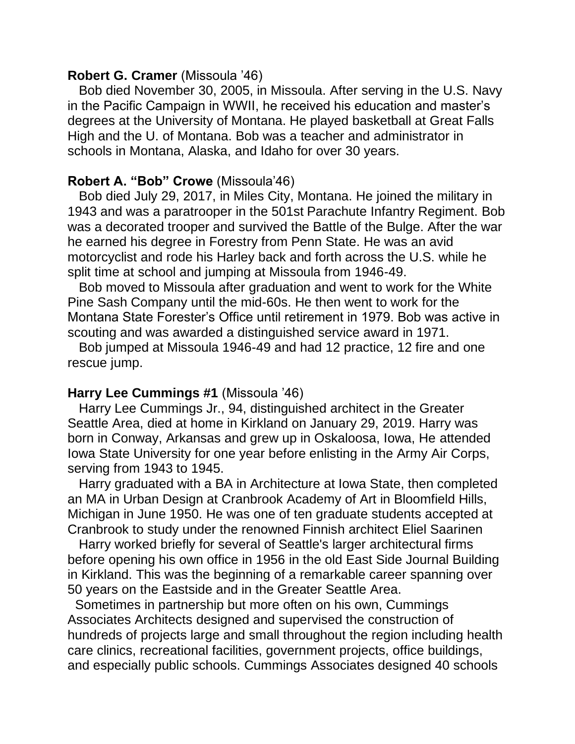**Robert G. Cramer** (Missoula ’46)

Bob died November 30, 2005, in Missoula. After serving in the U.S. Navy in the Pacific Campaign in WWII, he received his education and master’s degrees at the University of Montana. He played basketball at Great Falls High and the U. of Montana. Bob was a teacher and administrator in schools in Montana, Alaska, and Idaho for over 30 years.

**Robert A. “Bob” Crowe** (Missoula’46)

Bob died July 29, 2017, in Miles City, Montana. He joined the military in 1943 and was a paratrooper in the 501st Parachute Infantry Regiment. Bob was a decorated trooper and survived the Battle of the Bulge. After the war he earned his degree in Forestry from Penn State. He was an avid motorcyclist and rode his Harley back and forth across the U.S. while he split time at school and jumping at Missoula from 1946-49.

Bob moved to Missoula after graduation and went to work for the White Pine Sash Company until the mid-60s. He then went to work for the Montana State Forester’s Office until retirement in 1979. Bob was active in scouting and was awarded a distinguished service award in 1971.

Bob jumped at Missoula 1946-49 and had 12 practice, 12 fire and one rescue jump.

**Harry Lee Cummings #1** (Missoula ’46)

Harry Lee Cummings Jr., 94, distinguished architect in the Greater Seattle Area, died at home in Kirkland on January 29, 2019. Harry was born in Conway, Arkansas and grew up in Oskaloosa, Iowa, He attended Iowa State University for one year before enlisting in the Army Air Corps, serving from 1943 to 1945.

Harry graduated with a BA in Architecture at Iowa State, then completed an MA in Urban Design at Cranbrook Academy of Art in Bloomfield Hills, Michigan in June 1950. He was one of ten graduate students accepted at Cranbrook to study under the renowned Finnish architect Eliel Saarinen

Harry worked briefly for several of Seattle's larger architectural firms before opening his own office in 1956 in the old East Side Journal Building in Kirkland. This was the beginning of a remarkable career spanning over 50 years on the Eastside and in the Greater Seattle Area.

Sometimes in partnership but more often on his own, Cummings Associates Architects designed and supervised the construction of hundreds of projects large and small throughout the region including health care clinics, recreational facilities, government projects, office buildings, and especially public schools. Cummings Associates designed 40 schools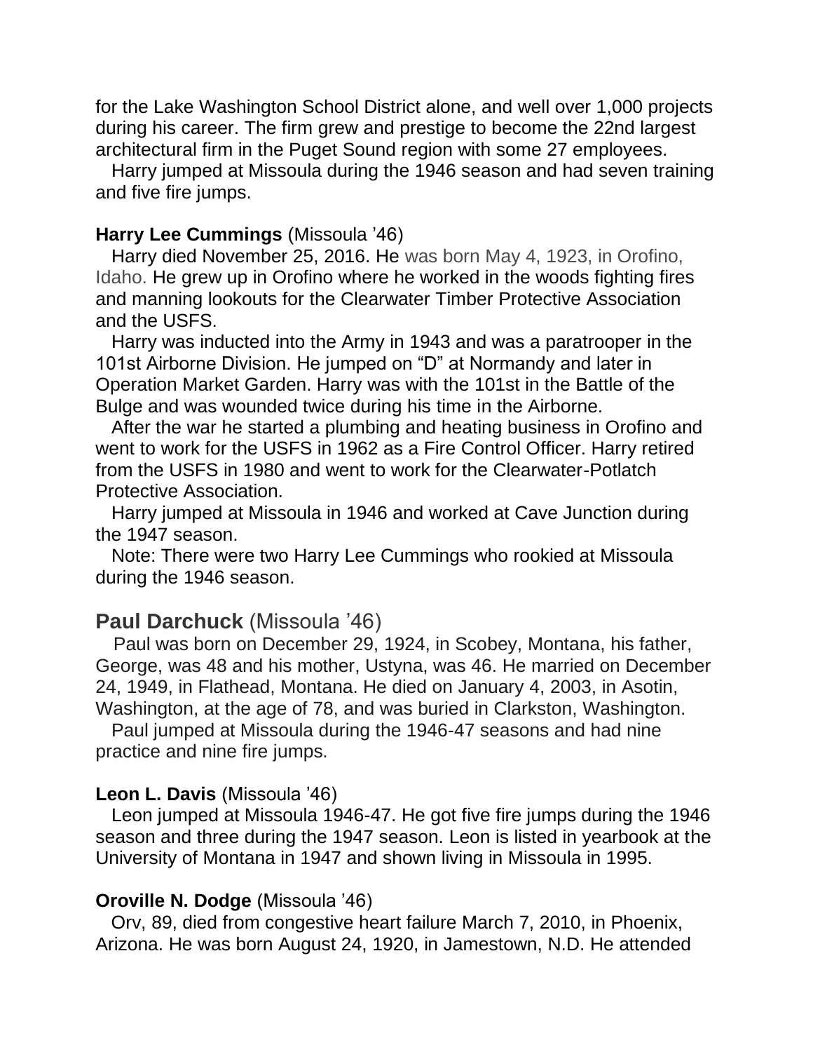for the Lake Washington School District alone, and well over 1,000 projects during his career. The firm grew and prestige to become the 22nd largest architectural firm in the Puget Sound region with some 27 employees.

Harry jumped at Missoula during the 1946 season and had seven training and five fire jumps.

**Harry Lee Cummings** (Missoula '46)

Harry died November 25, 2016. He was born May 4, 1923, in Orofino, Idaho. He grew up in Orofino where he worked in the woods fighting fires and manning lookouts for the Clearwater Timber Protective Association and the USFS.

Harry was inducted into the Army in 1943 and was a paratrooper in the 101st Airborne Division. He jumped on "D" at Normandy and later in Operation Market Garden. Harry was with the 101st in the Battle of the Bulge and was wounded twice during his time in the Airborne.

After the war he started a plumbing and heating business in Orofino and went to work for the USFS in 1962 as a Fire Control Officer. Harry retired from the USFS in 1980 and went to work for the Clearwater-Potlatch Protective Association.

Harry jumped at Missoula in 1946 and worked at Cave Junction during the 1947 season.

Note: There were two Harry Lee Cummings who rookied at Missoula during the 1946 season.

**Paul Darchuck** (Missoula '46)

Paul was born on December 29, 1924, in Scobey, Montana, his father, George, was 48 and his mother, Ustyna, was 46. He married on December 24, 1949, in Flathead, Montana. He died on January 4, 2003, in Asotin, Washington, at the age of 78, and was buried in Clarkston, Washington.

Paul jumped at Missoula during the 1946-47 seasons and had nine practice and nine fire jumps.

**Leon L. Davis** (Missoula '46)

Leon jumped at Missoula 1946-47. He got five fire jumps during the 1946 season and three during the 1947 season. Leon is listed in yearbook at the University of Montana in 1947 and shown living in Missoula in 1995.

**Oroville N. Dodge** (Missoula '46)

Orv, 89, died from congestive heart failure March 7, 2010, in Phoenix, Arizona. He was born August 24, 1920, in Jamestown, N.D. He attended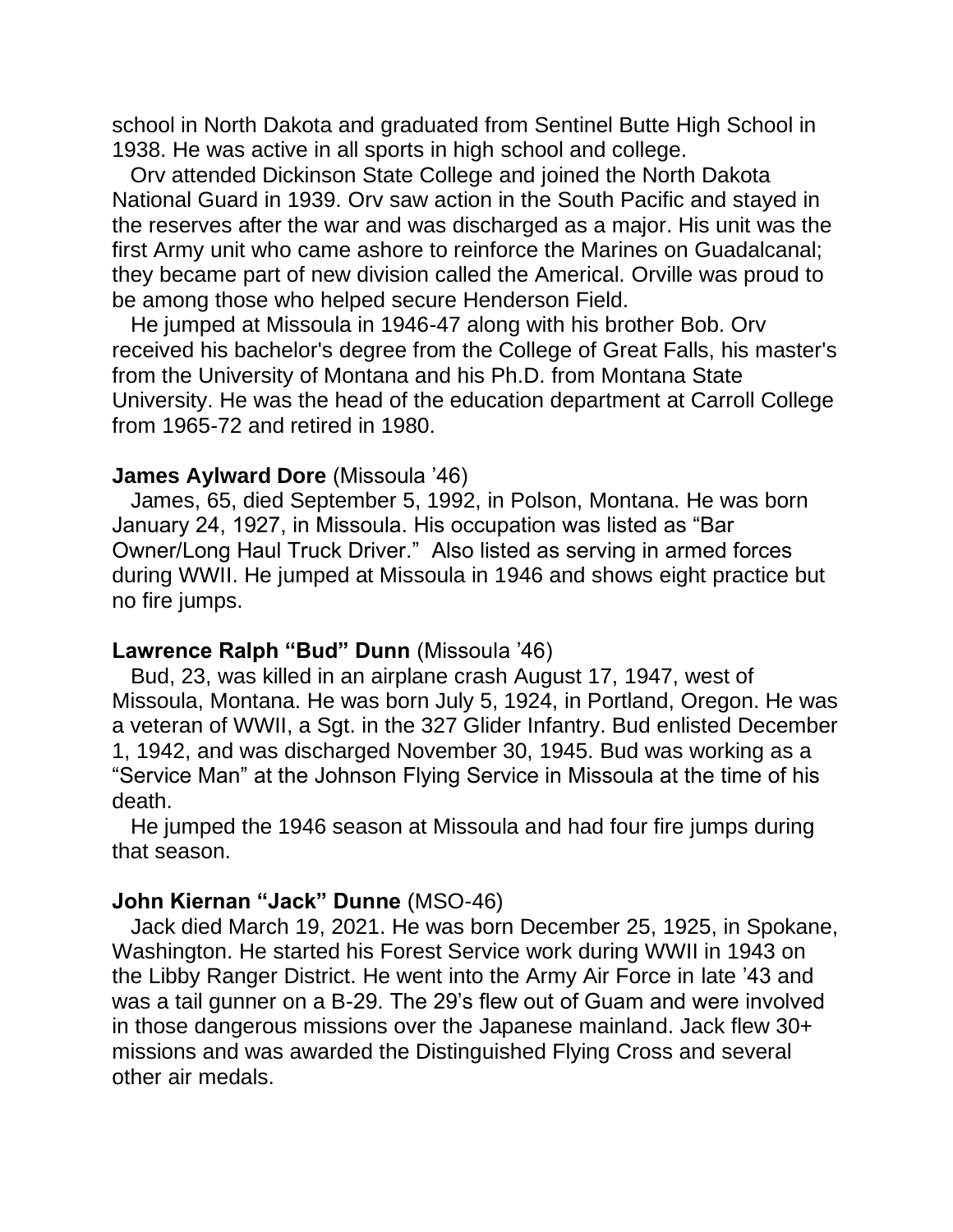school in North Dakota and graduated from Sentinel Butte High School in 1938. He was active in all sports in high school and college.

Orv attended Dickinson State College and joined the North Dakota National Guard in 1939. Orv saw action in the South Pacific and stayed in the reserves after the war and was discharged as a major. His unit was the first Army unit who came ashore to reinforce the Marines on Guadalcanal; they became part of new division called the Americal. Orville was proud to be among those who helped secure Henderson Field.

He jumped at Missoula in 1946-47 along with his brother Bob. Orv received his bachelor's degree from the College of Great Falls, his master's from the University of Montana and his Ph.D. from Montana State University. He was the head of the education department at Carroll College from 1965-72 and retired in 1980.

**James Aylward Dore** (Missoula '46)

James, 65, died September 5, 1992, in Polson, Montana. He was born January 24, 1927, in Missoula. His occupation was listed as "Bar Owner/Long Haul Truck Driver." Also listed as serving in armed forces during WWII. He jumped at Missoula in 1946 and shows eight practice but no fire jumps.

**Lawrence Ralph "Bud" Dunn** (Missoula '46)

Bud, 23, was killed in an airplane crash August 17, 1947, west of Missoula, Montana. He was born July 5, 1924, in Portland, Oregon. He was a veteran of WWII, a Sgt. in the 327 Glider Infantry. Bud enlisted December 1, 1942, and was discharged November 30, 1945. Bud was working as a "Service Man" at the Johnson Flying Service in Missoula at the time of his death.

He jumped the 1946 season at Missoula and had four fire jumps during that season.

**John Kiernan "Jack" Dunne** (MSO-46)

Jack died March 19, 2021. He was born December 25, 1925, in Spokane, Washington. He started his Forest Service work during WWII in 1943 on the Libby Ranger District. He went into the Army Air Force in late '43 and was a tail gunner on a B-29. The 29's flew out of Guam and were involved in those dangerous missions over the Japanese mainland. Jack flew 30+ missions and was awarded the Distinguished Flying Cross and several other air medals.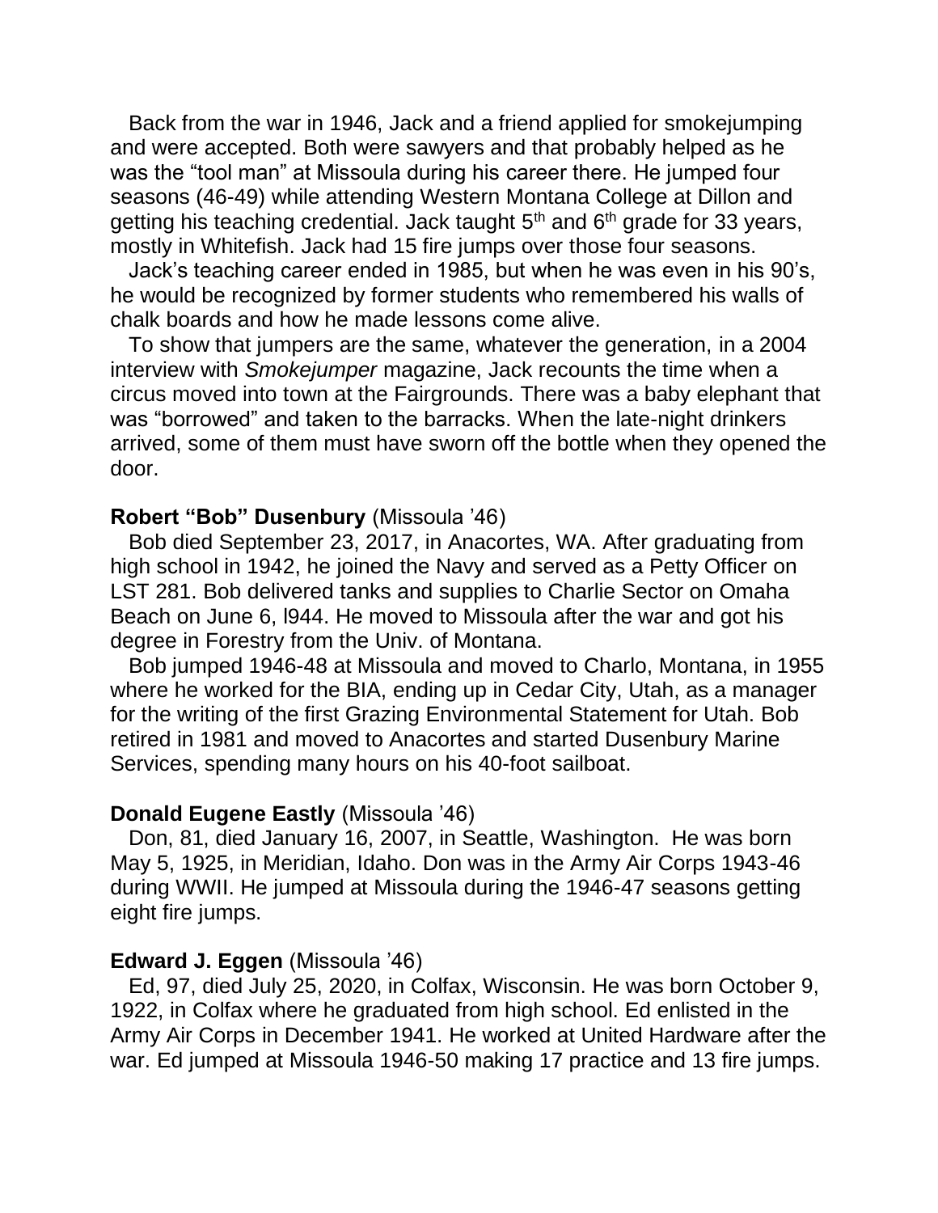Back from the war in 1946, Jack and a friend applied for smokejumping and were accepted. Both were sawyers and that probably helped as he was the "tool man" at Missoula during his career there. He jumped four seasons (46-49) while attending Western Montana College at Dillon and getting his teaching credential. Jack taught 5th and 6th grade for 33 years, mostly in Whitefish. Jack had 15 fire jumps over those four seasons.

Jack's teaching career ended in 1985, but when he was even in his 90's, he would be recognized by former students who remembered his walls of chalk boards and how he made lessons come alive.

To show that jumpers are the same, whatever the generation, in a 2004 interview with *Smokejumper* magazine, Jack recounts the time when a circus moved into town at the Fairgrounds. There was a baby elephant that was "borrowed" and taken to the barracks. When the late-night drinkers arrived, some of them must have sworn off the bottle when they opened the door.

**Robert "Bob" Dusenbury** (Missoula '46)

Bob died September 23, 2017, in Anacortes, WA. After graduating from high school in 1942, he joined the Navy and served as a Petty Officer on LST 281. Bob delivered tanks and supplies to Charlie Sector on Omaha Beach on June 6, l944. He moved to Missoula after the war and got his degree in Forestry from the Univ. of Montana.

Bob jumped 1946-48 at Missoula and moved to Charlo, Montana, in 1955 where he worked for the BIA, ending up in Cedar City, Utah, as a manager for the writing of the first Grazing Environmental Statement for Utah. Bob retired in 1981 and moved to Anacortes and started Dusenbury Marine Services, spending many hours on his 40-foot sailboat.

**Donald Eugene Eastly** (Missoula '46)

Don, 81, died January 16, 2007, in Seattle, Washington. He was born May 5, 1925, in Meridian, Idaho. Don was in the Army Air Corps 1943-46 during WWII. He jumped at Missoula during the 1946-47 seasons getting eight fire jumps.

**Edward J. Eggen** (Missoula '46)

Ed, 97, died July 25, 2020, in Colfax, Wisconsin. He was born October 9, 1922, in Colfax where he graduated from high school. Ed enlisted in the Army Air Corps in December 1941. He worked at United Hardware after the war. Ed jumped at Missoula 1946-50 making 17 practice and 13 fire jumps.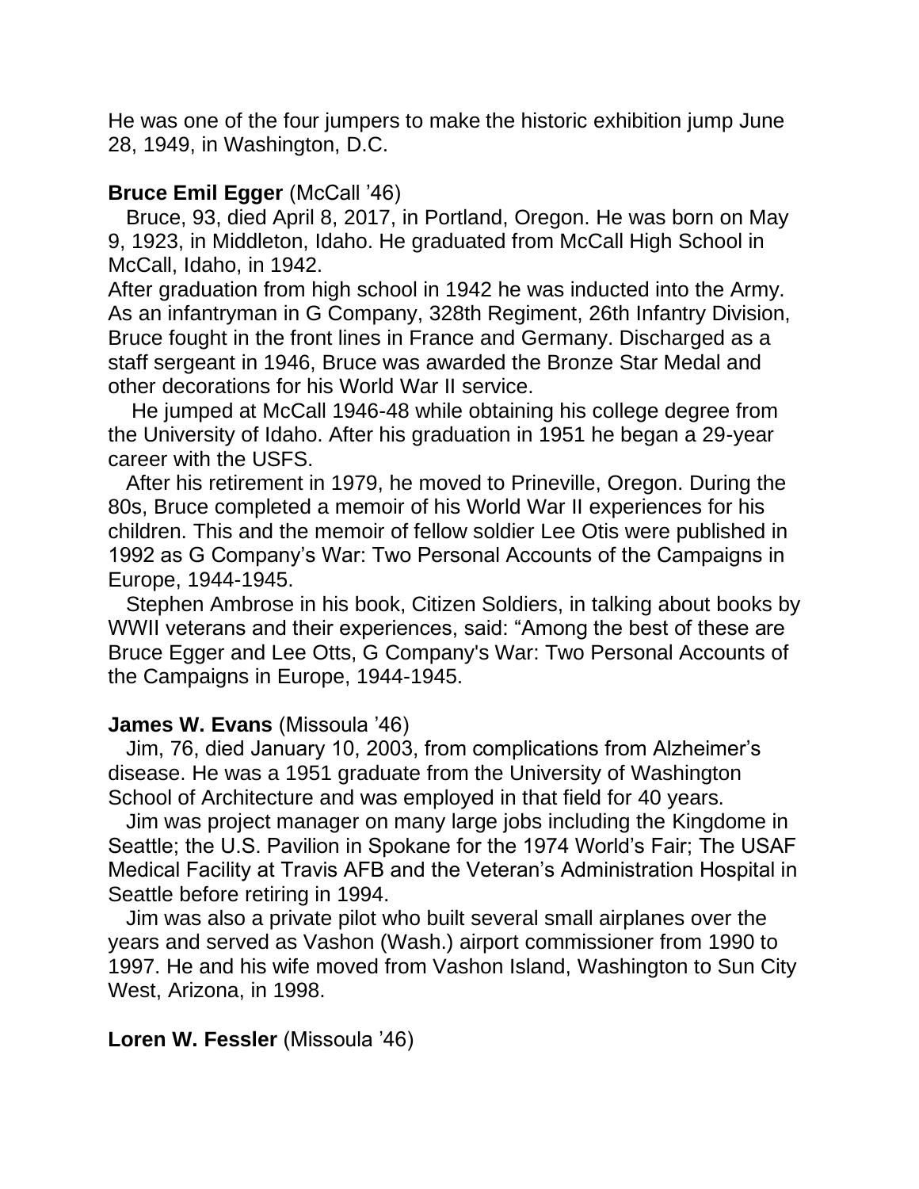He was one of the four jumpers to make the historic exhibition jump June 28, 1949, in Washington, D.C.

**Bruce Emil Egger** (McCall '46)

Bruce, 93, died April 8, 2017, in Portland, Oregon. He was born on May 9, 1923, in Middleton, Idaho. He graduated from McCall High School in McCall, Idaho, in 1942.

After graduation from high school in 1942 he was inducted into the Army. As an infantryman in G Company, 328th Regiment, 26th Infantry Division, Bruce fought in the front lines in France and Germany. Discharged as a staff sergeant in 1946, Bruce was awarded the Bronze Star Medal and other decorations for his World War II service.

He jumped at McCall 1946-48 while obtaining his college degree from the University of Idaho. After his graduation in 1951 he began a 29-year career with the USFS.

After his retirement in 1979, he moved to Prineville, Oregon. During the 80s, Bruce completed a memoir of his World War II experiences for his children. This and the memoir of fellow soldier Lee Otis were published in 1992 as G Company's War: Two Personal Accounts of the Campaigns in Europe, 1944-1945.

Stephen Ambrose in his book, Citizen Soldiers, in talking about books by WWII veterans and their experiences, said: "Among the best of these are Bruce Egger and Lee Otts, G Company's War: Two Personal Accounts of the Campaigns in Europe, 1944-1945.

**James W. Evans** (Missoula '46)

Jim, 76, died January 10, 2003, from complications from Alzheimer's disease. He was a 1951 graduate from the University of Washington School of Architecture and was employed in that field for 40 years.

Jim was project manager on many large jobs including the Kingdome in Seattle; the U.S. Pavilion in Spokane for the 1974 World's Fair; The USAF Medical Facility at Travis AFB and the Veteran's Administration Hospital in Seattle before retiring in 1994.

Jim was also a private pilot who built several small airplanes over the years and served as Vashon (Wash.) airport commissioner from 1990 to 1997. He and his wife moved from Vashon Island, Washington to Sun City West, Arizona, in 1998.

**Loren W. Fessler** (Missoula '46)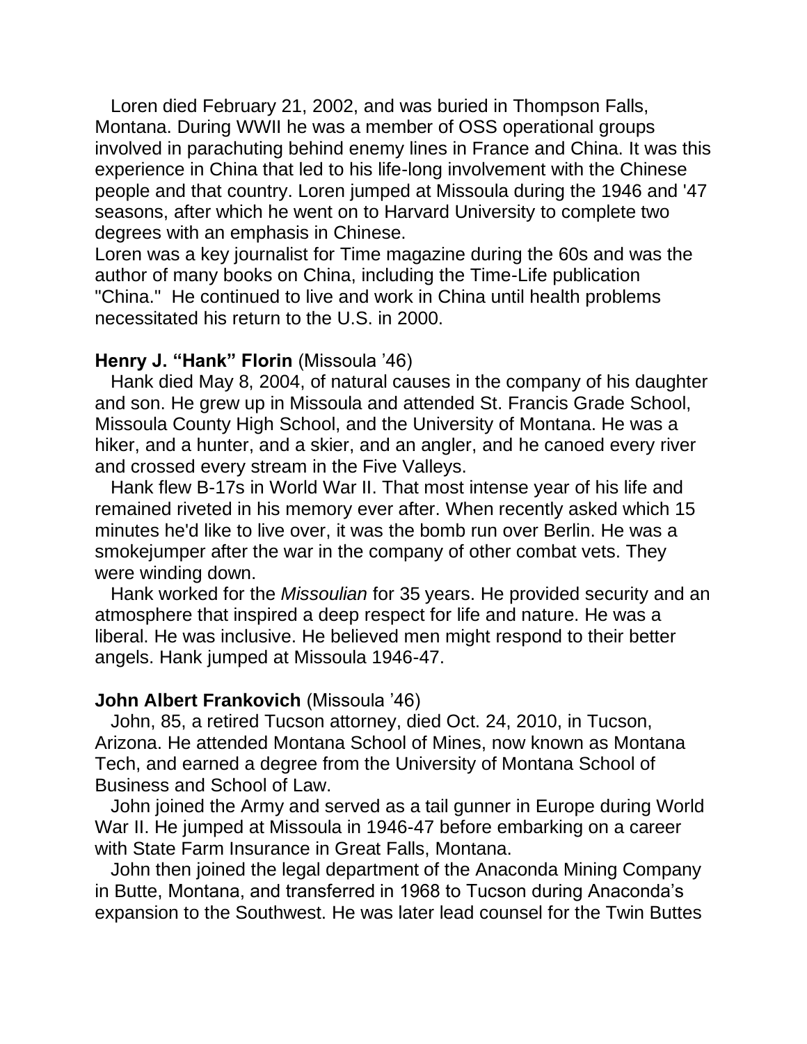Loren died February 21, 2002, and was buried in Thompson Falls, Montana. During WWII he was a member of OSS operational groups involved in parachuting behind enemy lines in France and China. It was this experience in China that led to his life-long involvement with the Chinese people and that country. Loren jumped at Missoula during the 1946 and '47 seasons, after which he went on to Harvard University to complete two degrees with an emphasis in Chinese.

Loren was a key journalist for Time magazine during the 60s and was the author of many books on China, including the Time-Life publication "China." He continued to live and work in China until health problems necessitated his return to the U.S. in 2000.

**Henry J. "Hank" Florin** (Missoula '46)

Hank died May 8, 2004, of natural causes in the company of his daughter and son. He grew up in Missoula and attended St. Francis Grade School, Missoula County High School, and the University of Montana. He was a hiker, and a hunter, and a skier, and an angler, and he canoed every river and crossed every stream in the Five Valleys.

Hank flew B-17s in World War II. That most intense year of his life and remained riveted in his memory ever after. When recently asked which 15 minutes he'd like to live over, it was the bomb run over Berlin. He was a smokejumper after the war in the company of other combat vets. They were winding down.

Hank worked for the *Missoulian* for 35 years. He provided security and an atmosphere that inspired a deep respect for life and nature. He was a liberal. He was inclusive. He believed men might respond to their better angels. Hank jumped at Missoula 1946-47.

**John Albert Frankovich** (Missoula '46)

John, 85, a retired Tucson attorney, died Oct. 24, 2010, in Tucson, Arizona. He attended Montana School of Mines, now known as Montana Tech, and earned a degree from the University of Montana School of Business and School of Law.

John joined the Army and served as a tail gunner in Europe during World War II. He jumped at Missoula in 1946-47 before embarking on a career with State Farm Insurance in Great Falls, Montana.

John then joined the legal department of the Anaconda Mining Company in Butte, Montana, and transferred in 1968 to Tucson during Anaconda's expansion to the Southwest. He was later lead counsel for the Twin Buttes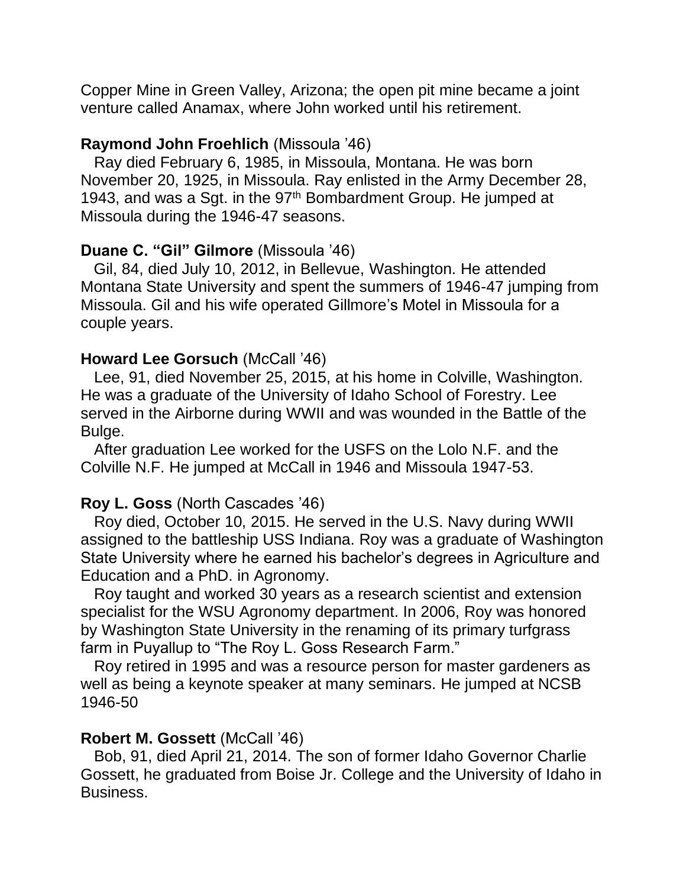Copper Mine in Green Valley, Arizona; the open pit mine became a joint venture called Anamax, where John worked until his retirement.

**Raymond John Froehlich** (Missoula '46)

Ray died February 6, 1985, in Missoula, Montana. He was born November 20, 1925, in Missoula. Ray enlisted in the Army December 28, 1943, and was a Sgt. in the 97th Bombardment Group. He jumped at Missoula during the 1946-47 seasons.

**Duane C. "Gil" Gilmore** (Missoula '46)

Gil, 84, died July 10, 2012, in Bellevue, Washington. He attended Montana State University and spent the summers of 1946-47 jumping from Missoula. Gil and his wife operated Gillmore's Motel in Missoula for a couple years.

**Howard Lee Gorsuch** (McCall '46)

Lee, 91, died November 25, 2015, at his home in Colville, Washington. He was a graduate of the University of Idaho School of Forestry. Lee served in the Airborne during WWII and was wounded in the Battle of the Bulge.

After graduation Lee worked for the USFS on the Lolo N.F. and the Colville N.F. He jumped at McCall in 1946 and Missoula 1947-53.

**Roy L. Goss** (North Cascades '46)

Roy died, October 10, 2015. He served in the U.S. Navy during WWII assigned to the battleship USS Indiana. Roy was a graduate of Washington State University where he earned his bachelor's degrees in Agriculture and Education and a PhD. in Agronomy.

Roy taught and worked 30 years as a research scientist and extension specialist for the WSU Agronomy department. In 2006, Roy was honored by Washington State University in the renaming of its primary turfgrass farm in Puyallup to "The Roy L. Goss Research Farm."

Roy retired in 1995 and was a resource person for master gardeners as well as being a keynote speaker at many seminars. He jumped at NCSB 1946-50

**Robert M. Gossett** (McCall '46)

Bob, 91, died April 21, 2014. The son of former Idaho Governor Charlie Gossett, he graduated from Boise Jr. College and the University of Idaho in Business.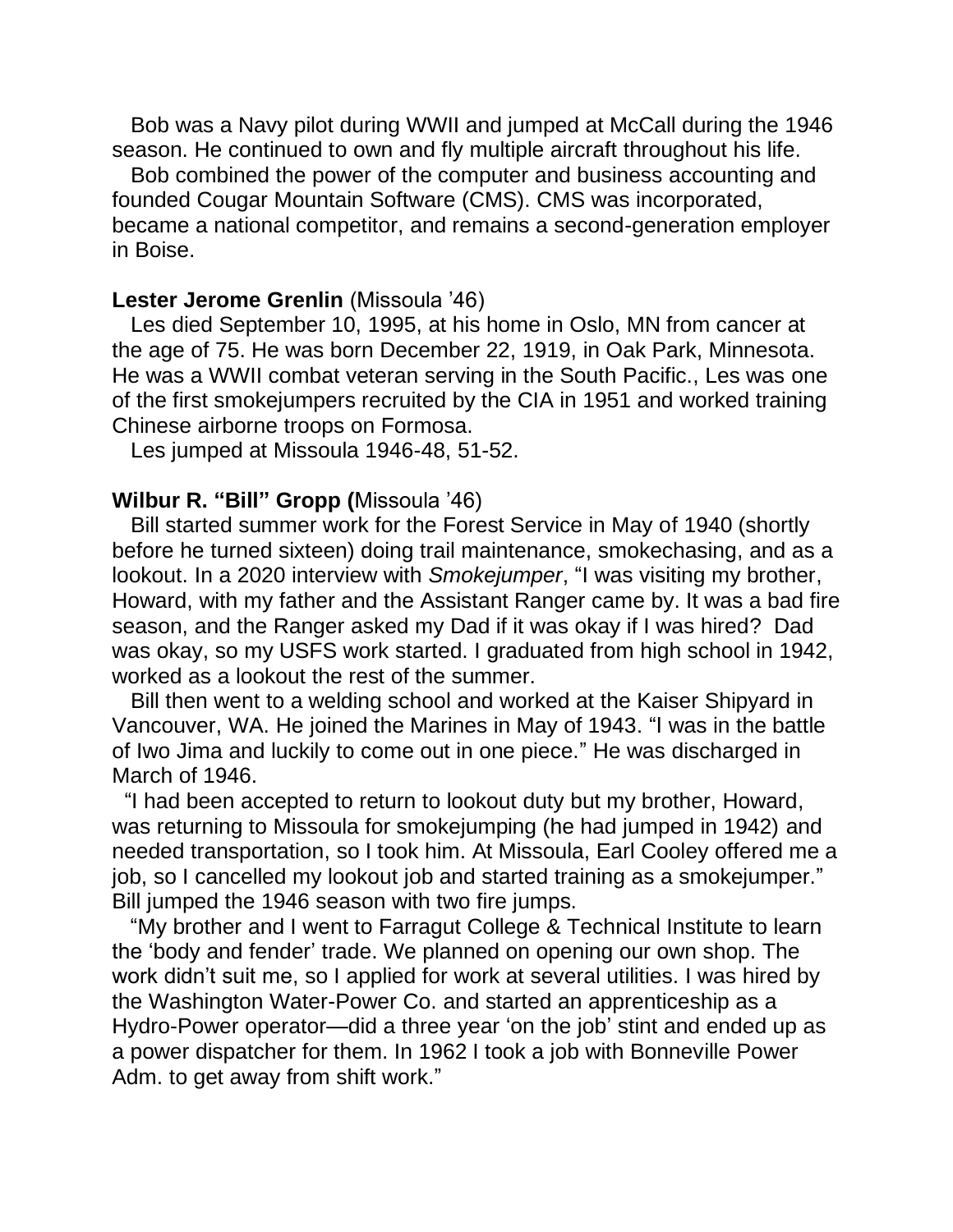Bob was a Navy pilot during WWII and jumped at McCall during the 1946 season. He continued to own and fly multiple aircraft throughout his life.

Bob combined the power of the computer and business accounting and founded Cougar Mountain Software (CMS). CMS was incorporated, became a national competitor, and remains a second-generation employer in Boise.

**Lester Jerome Grenlin** (Missoula '46)

Les died September 10, 1995, at his home in Oslo, MN from cancer at the age of 75. He was born December 22, 1919, in Oak Park, Minnesota. He was a WWII combat veteran serving in the South Pacific., Les was one of the first smokejumpers recruited by the CIA in 1951 and worked training Chinese airborne troops on Formosa.

Les jumped at Missoula 1946-48, 51-52.

**Wilbur R. "Bill" Gropp (**Missoula '46)

Bill started summer work for the Forest Service in May of 1940 (shortly before he turned sixteen) doing trail maintenance, smokechasing, and as a lookout. In a 2020 interview with *Smokejumper*, "I was visiting my brother, Howard, with my father and the Assistant Ranger came by. It was a bad fire season, and the Ranger asked my Dad if it was okay if I was hired? Dad was okay, so my USFS work started. I graduated from high school in 1942, worked as a lookout the rest of the summer.

Bill then went to a welding school and worked at the Kaiser Shipyard in Vancouver, WA. He joined the Marines in May of 1943. "I was in the battle of Iwo Jima and luckily to come out in one piece." He was discharged in March of 1946.

"I had been accepted to return to lookout duty but my brother, Howard, was returning to Missoula for smokejumping (he had jumped in 1942) and needed transportation, so I took him. At Missoula, Earl Cooley offered me a job, so I cancelled my lookout job and started training as a smokejumper." Bill jumped the 1946 season with two fire jumps.

"My brother and I went to Farragut College & Technical Institute to learn the 'body and fender' trade. We planned on opening our own shop. The work didn't suit me, so I applied for work at several utilities. I was hired by the Washington Water-Power Co. and started an apprenticeship as a Hydro-Power operator—did a three year 'on the job' stint and ended up as a power dispatcher for them. In 1962 I took a job with Bonneville Power Adm. to get away from shift work."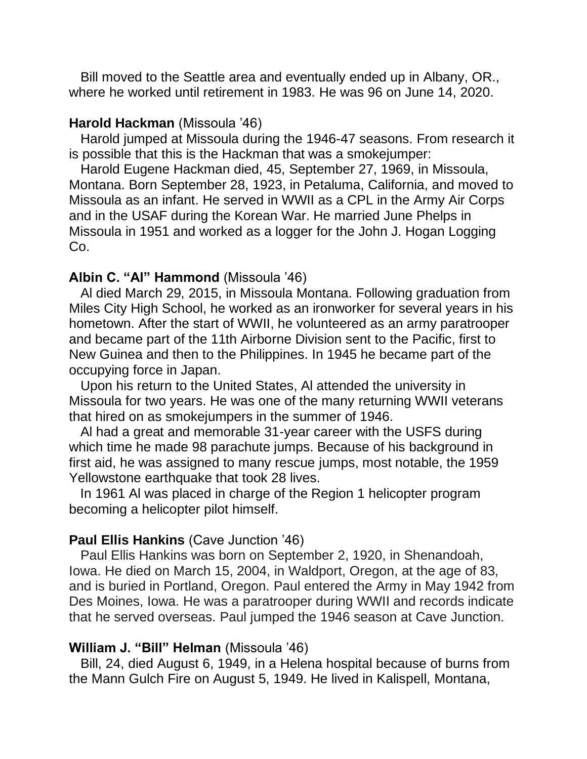Bill moved to the Seattle area and eventually ended up in Albany, OR., where he worked until retirement in 1983. He was 96 on June 14, 2020.

**Harold Hackman** (Missoula '46)

Harold jumped at Missoula during the 1946-47 seasons. From research it is possible that this is the Hackman that was a smokejumper:

Harold Eugene Hackman died, 45, September 27, 1969, in Missoula, Montana. Born September 28, 1923, in Petaluma, California, and moved to Missoula as an infant. He served in WWII as a CPL in the Army Air Corps and in the USAF during the Korean War. He married June Phelps in Missoula in 1951 and worked as a logger for the John J. Hogan Logging Co.

**Albin C. "Al" Hammond** (Missoula '46)

Al died March 29, 2015, in Missoula Montana. Following graduation from Miles City High School, he worked as an ironworker for several years in his hometown. After the start of WWII, he volunteered as an army paratrooper and became part of the 11th Airborne Division sent to the Pacific, first to New Guinea and then to the Philippines. In 1945 he became part of the occupying force in Japan.

Upon his return to the United States, Al attended the university in Missoula for two years. He was one of the many returning WWII veterans that hired on as smokejumpers in the summer of 1946.

Al had a great and memorable 31-year career with the USFS during which time he made 98 parachute jumps. Because of his background in first aid, he was assigned to many rescue jumps, most notable, the 1959 Yellowstone earthquake that took 28 lives.

In 1961 Al was placed in charge of the Region 1 helicopter program becoming a helicopter pilot himself.

**Paul Ellis Hankins** (Cave Junction '46)

Paul Ellis Hankins was born on September 2, 1920, in Shenandoah, Iowa. He died on March 15, 2004, in Waldport, Oregon, at the age of 83, and is buried in Portland, Oregon. Paul entered the Army in May 1942 from Des Moines, Iowa. He was a paratrooper during WWII and records indicate that he served overseas. Paul jumped the 1946 season at Cave Junction.

**William J. "Bill" Helman** (Missoula '46)

Bill, 24, died August 6, 1949, in a Helena hospital because of burns from the Mann Gulch Fire on August 5, 1949. He lived in Kalispell, Montana,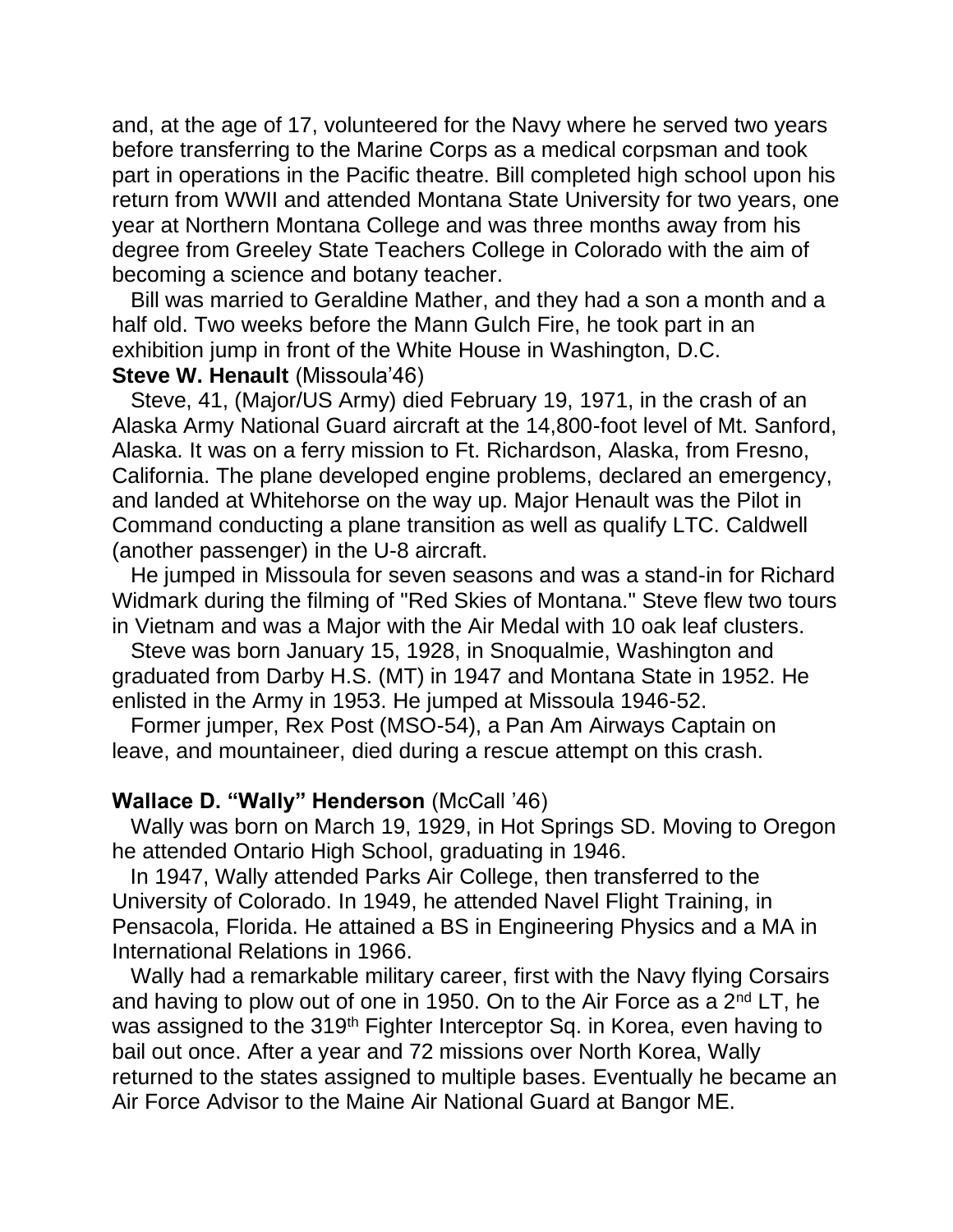and, at the age of 17, volunteered for the Navy where he served two years before transferring to the Marine Corps as a medical corpsman and took part in operations in the Pacific theatre. Bill completed high school upon his return from WWII and attended Montana State University for two years, one year at Northern Montana College and was three months away from his degree from Greeley State Teachers College in Colorado with the aim of becoming a science and botany teacher.

Bill was married to Geraldine Mather, and they had a son a month and a half old. Two weeks before the Mann Gulch Fire, he took part in an exhibition jump in front of the White House in Washington, D.C.

**Steve W. Henault** (Missoula'46)

Steve, 41, (Major/US Army) died February 19, 1971, in the crash of an Alaska Army National Guard aircraft at the 14,800-foot level of Mt. Sanford, Alaska. It was on a ferry mission to Ft. Richardson, Alaska, from Fresno, California. The plane developed engine problems, declared an emergency, and landed at Whitehorse on the way up. Major Henault was the Pilot in Command conducting a plane transition as well as qualify LTC. Caldwell (another passenger) in the U-8 aircraft.

He jumped in Missoula for seven seasons and was a stand-in for Richard Widmark during the filming of "Red Skies of Montana." Steve flew two tours in Vietnam and was a Major with the Air Medal with 10 oak leaf clusters.

Steve was born January 15, 1928, in Snoqualmie, Washington and graduated from Darby H.S. (MT) in 1947 and Montana State in 1952. He enlisted in the Army in 1953. He jumped at Missoula 1946-52.

Former jumper, Rex Post (MSO-54), a Pan Am Airways Captain on leave, and mountaineer, died during a rescue attempt on this crash.

**Wallace D. "Wally" Henderson** (McCall '46)

Wally was born on March 19, 1929, in Hot Springs SD. Moving to Oregon he attended Ontario High School, graduating in 1946.

In 1947, Wally attended Parks Air College, then transferred to the University of Colorado. In 1949, he attended Navel Flight Training, in Pensacola, Florida. He attained a BS in Engineering Physics and a MA in International Relations in 1966.

Wally had a remarkable military career, first with the Navy flying Corsairs and having to plow out of one in 1950. On to the Air Force as a 2nd LT, he was assigned to the 319th Fighter Interceptor Sq. in Korea, even having to bail out once. After a year and 72 missions over North Korea, Wally returned to the states assigned to multiple bases. Eventually he became an Air Force Advisor to the Maine Air National Guard at Bangor ME.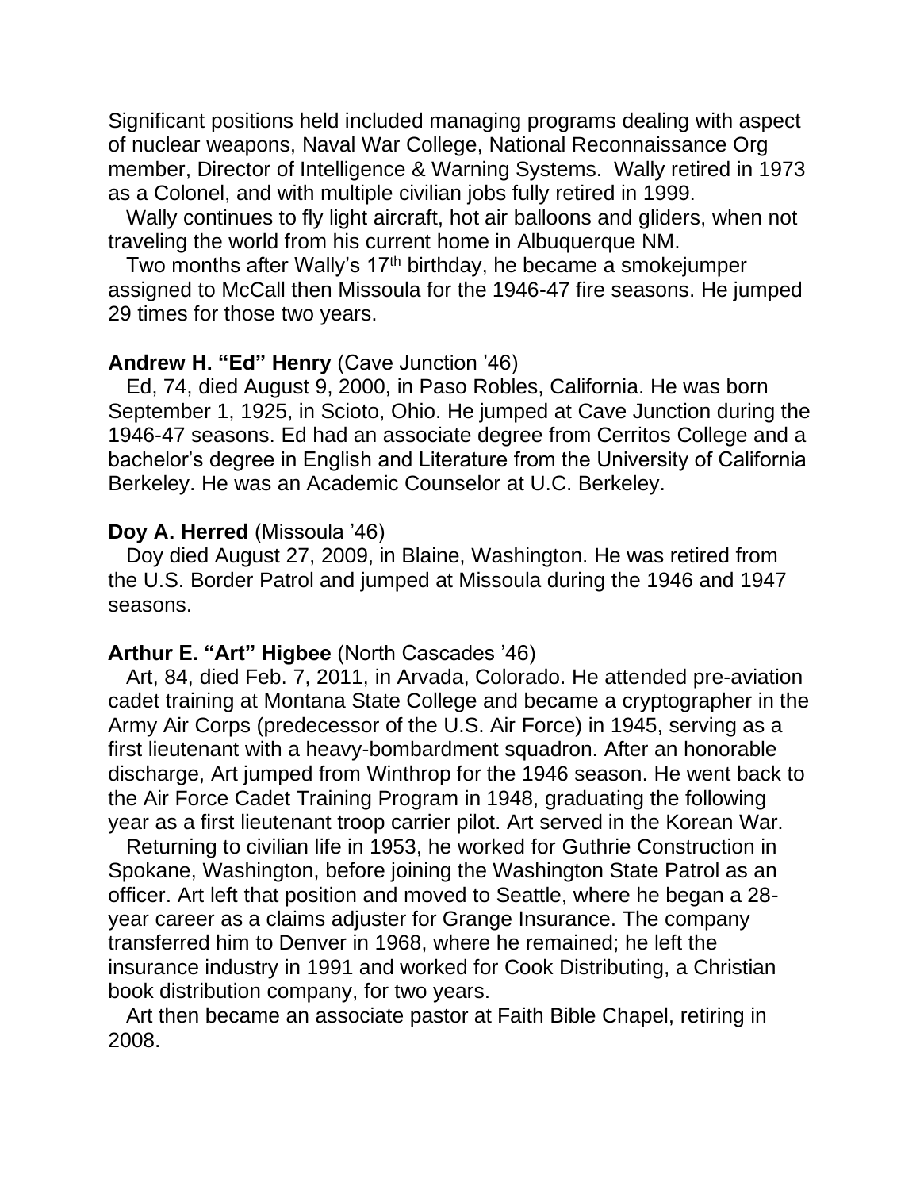Significant positions held included managing programs dealing with aspect of nuclear weapons, Naval War College, National Reconnaissance Org member, Director of Intelligence & Warning Systems. Wally retired in 1973 as a Colonel, and with multiple civilian jobs fully retired in 1999.

Wally continues to fly light aircraft, hot air balloons and gliders, when not traveling the world from his current home in Albuquerque NM.

Two months after Wally's 17th birthday, he became a smokejumper assigned to McCall then Missoula for the 1946-47 fire seasons. He jumped 29 times for those two years.

**Andrew H. "Ed" Henry** (Cave Junction '46)

Ed, 74, died August 9, 2000, in Paso Robles, California. He was born September 1, 1925, in Scioto, Ohio. He jumped at Cave Junction during the 1946-47 seasons. Ed had an associate degree from Cerritos College and a bachelor's degree in English and Literature from the University of California Berkeley. He was an Academic Counselor at U.C. Berkeley.

**Doy A. Herred** (Missoula '46)

Doy died August 27, 2009, in Blaine, Washington. He was retired from the U.S. Border Patrol and jumped at Missoula during the 1946 and 1947 seasons.

**Arthur E. "Art" Higbee** (North Cascades '46)

Art, 84, died Feb. 7, 2011, in Arvada, Colorado. He attended pre-aviation cadet training at Montana State College and became a cryptographer in the Army Air Corps (predecessor of the U.S. Air Force) in 1945, serving as a first lieutenant with a heavy-bombardment squadron. After an honorable discharge, Art jumped from Winthrop for the 1946 season. He went back to the Air Force Cadet Training Program in 1948, graduating the following year as a first lieutenant troop carrier pilot. Art served in the Korean War.

Returning to civilian life in 1953, he worked for Guthrie Construction in Spokane, Washington, before joining the Washington State Patrol as an officer. Art left that position and moved to Seattle, where he began a 28-year career as a claims adjuster for Grange Insurance. The company transferred him to Denver in 1968, where he remained; he left the insurance industry in 1991 and worked for Cook Distributing, a Christian book distribution company, for two years.

Art then became an associate pastor at Faith Bible Chapel, retiring in 2008.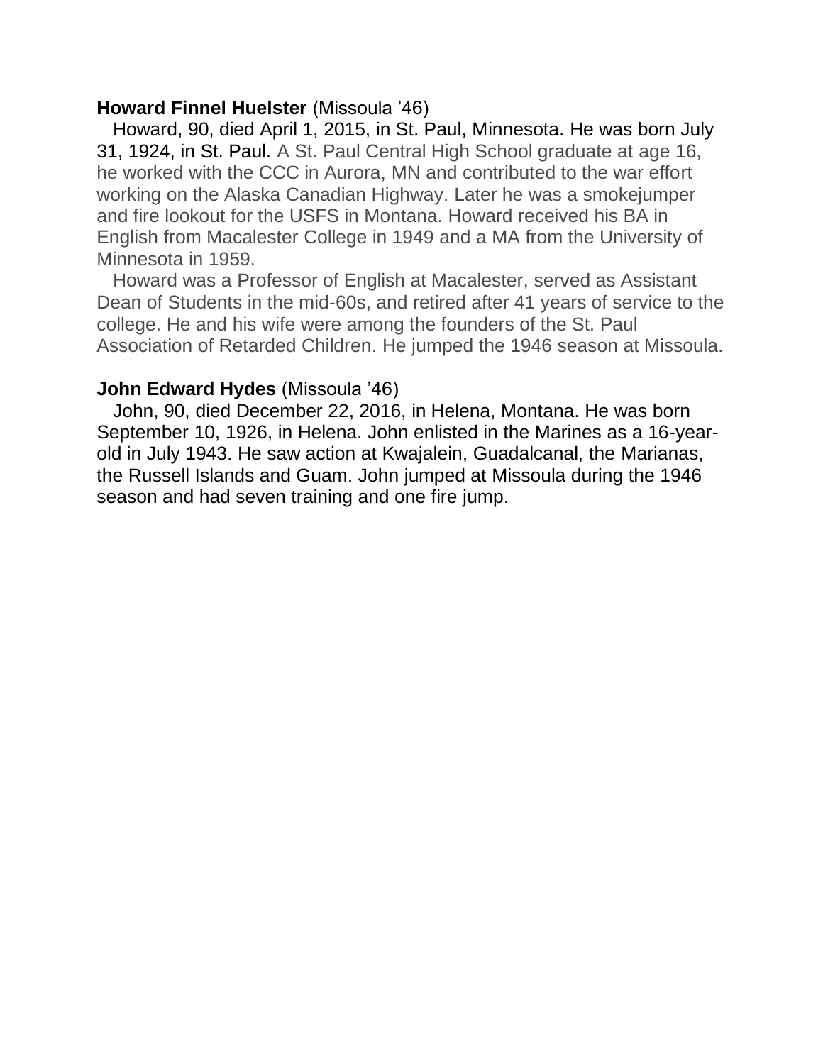**Howard Finnel Huelster** (Missoula '46)

Howard, 90, died April 1, 2015, in St. Paul, Minnesota. He was born July 31, 1924, in St. Paul. A St. Paul Central High School graduate at age 16, he worked with the CCC in Aurora, MN and contributed to the war effort working on the Alaska Canadian Highway. Later he was a smokejumper and fire lookout for the USFS in Montana. Howard received his BA in English from Macalester College in 1949 and a MA from the University of Minnesota in 1959.

Howard was a Professor of English at Macalester, served as Assistant Dean of Students in the mid-60s, and retired after 41 years of service to the college. He and his wife were among the founders of the St. Paul Association of Retarded Children. He jumped the 1946 season at Missoula.

**John Edward Hydes** (Missoula '46)

John, 90, died December 22, 2016, in Helena, Montana. He was born September 10, 1926, in Helena. John enlisted in the Marines as a 16-year-old in July 1943. He saw action at Kwajalein, Guadalcanal, the Marianas, the Russell Islands and Guam. John jumped at Missoula during the 1946 season and had seven training and one fire jump.